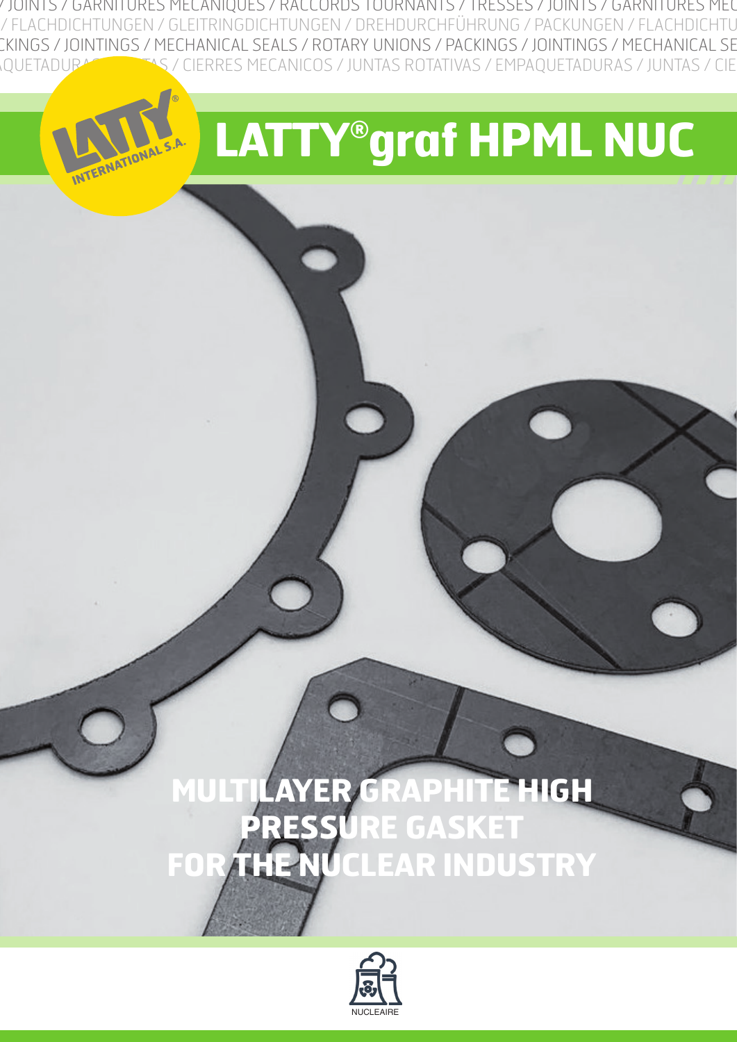/ JOINTS / GARNITURES MECANIQUES / RACCORDS TOURNANTS / TRESSES / JOINTS / GARNITURES MEC
/ FLACHDICHTUNGEN / GLEITRINGDICHTUNGEN / DREHDURCHFÜHRUNG / PACKUNGEN / FLACHDICHTU
CKINGS / JOINTINGS / MECHANICAL SEALS / ROTARY UNIONS / PACKINGS / JOINTINGS / MECHANICAL SE
QUETADURAS / JUNTAS / CIERRES MECANICOS / JUNTAS ROTATIVAS / EMPAQUETADURAS / JUNTAS / CIE

LATTY® INTERNATIONAL S.A.

# LATTY®graf HPML NUC

## MULTILAYER GRAPHITE HIGH PRESSURE GASKET FOR THE NUCLEAR INDUSTRY

NUCLEAIRE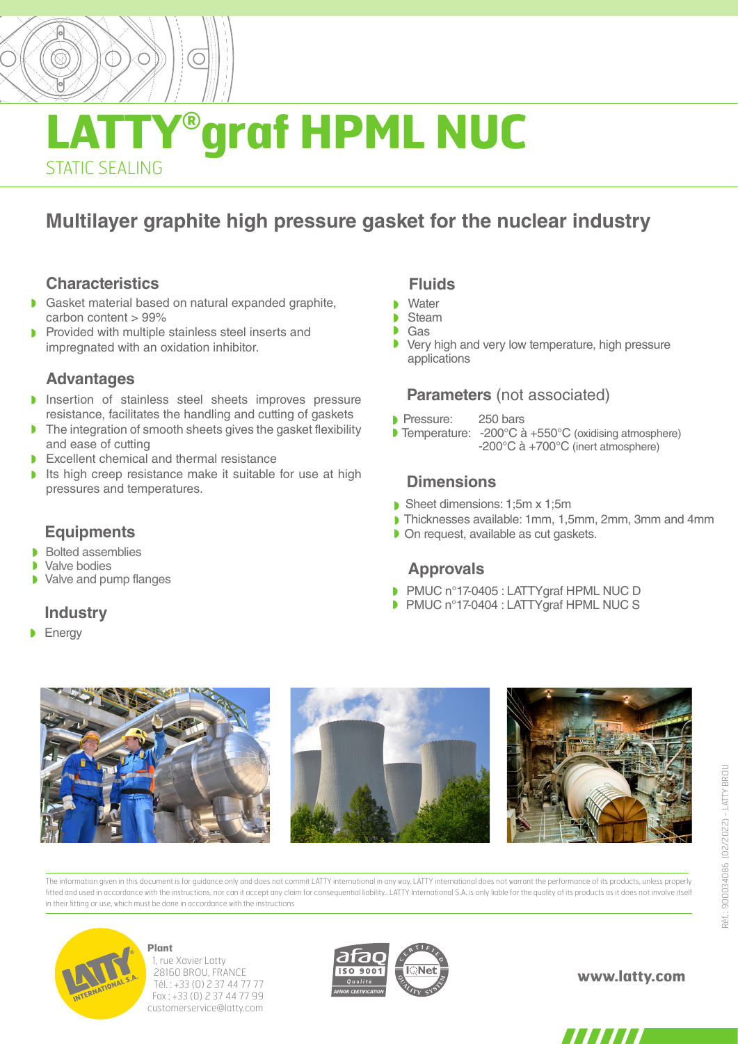# LATTY®graf HPML NUC

STATIC SEALING

## Multilayer graphite high pressure gasket for the nuclear industry

### Characteristics

- Gasket material based on natural expanded graphite, carbon content > 99%
- Provided with multiple stainless steel inserts and impregnated with an oxidation inhibitor.

### Advantages

- Insertion of stainless steel sheets improves pressure resistance, facilitates the handling and cutting of gaskets
- The integration of smooth sheets gives the gasket flexibility and ease of cutting
- Excellent chemical and thermal resistance
- Its high creep resistance make it suitable for use at high pressures and temperatures.

### Equipments

- Bolted assemblies
- Valve bodies
- Valve and pump flanges

### Industry

- Energy

### Fluids

- Water
- Steam
- Gas
- Very high and very low temperature, high pressure applications

### Parameters (not associated)

- Pressure: 250 bars
- Temperature: -200°C à +550°C (oxidising atmosphere)
  -200°C à +700°C (inert atmosphere)

### Dimensions

- Sheet dimensions: 1;5m x 1;5m
- Thicknesses available: 1mm, 1,5mm, 2mm, 3mm and 4mm
- On request, available as cut gaskets.

### Approvals

- PMUC n°17-0405 : LATTYgraf HPML NUC D
- PMUC n°17-0404 : LATTYgraf HPML NUC S

The information given in this document is for guidance only and does not commit LATTY international in any way. LATTY international does not warrant the performance of its products, unless properly fitted and used in accordance with the instructions, nor can it accept any claim for consequential liability.. LATTY International S.A. is only liable for the quality of its products as it does not involve itself in their fitting or use, which must be done in accordance with the instructions

**Plant**
1, rue Xavier Latty
28160 BROU, FRANCE
Tél. : +33 (0) 2 37 44 77 77
Fax : +33 (0) 2 37 44 77 99
customerservice@latty.com

**www.latty.com**

Réf. : 900034086 (02/2022) - LATTY BROU